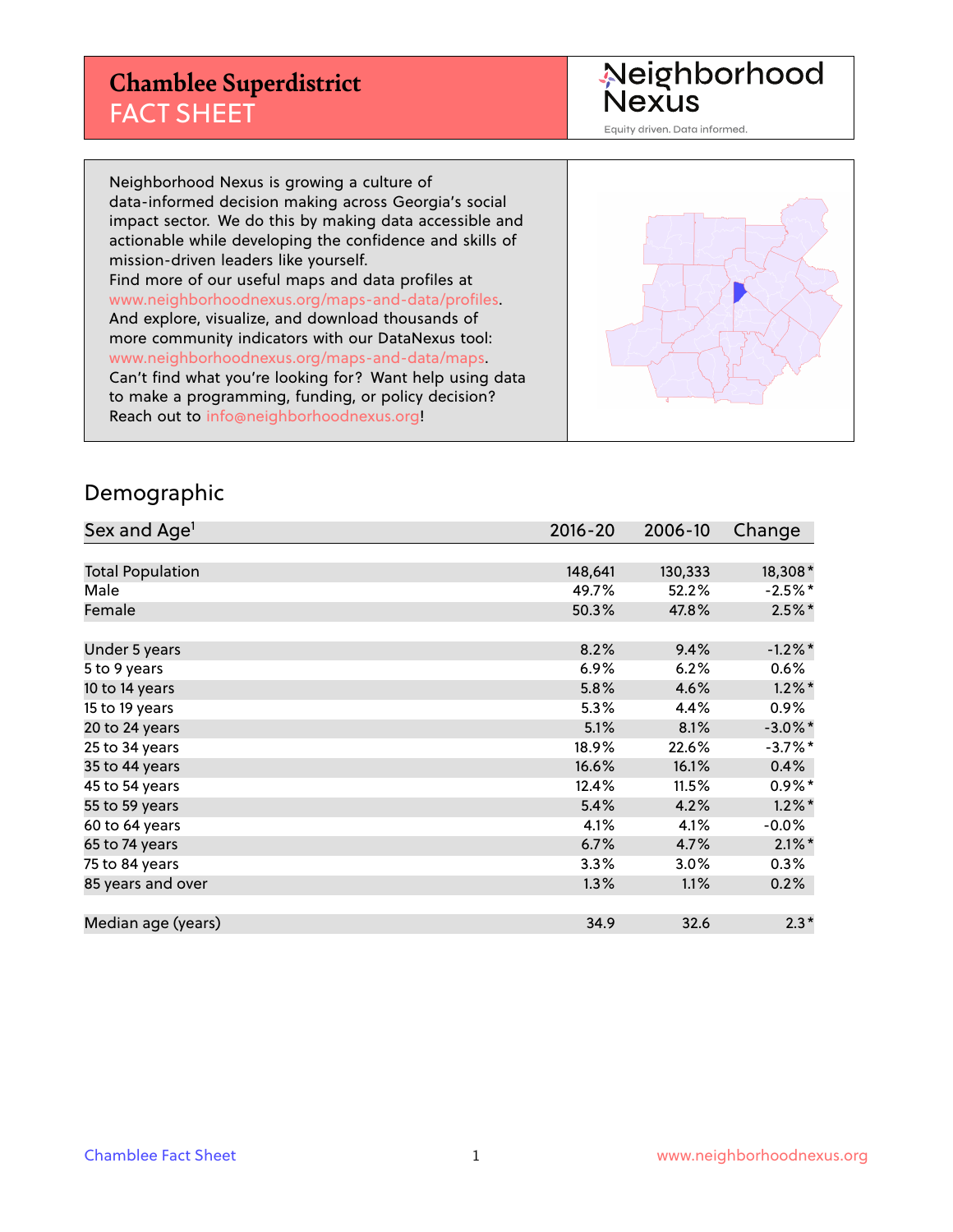# Chamblee Superdistrict
## FACT SHEET

Neighborhood Nexus
Equity driven. Data informed.

Neighborhood Nexus is growing a culture of data-informed decision making across Georgia's social impact sector. We do this by making data accessible and actionable while developing the confidence and skills of mission-driven leaders like yourself.
Find more of our useful maps and data profiles at www.neighborhoodnexus.org/maps-and-data/profiles.
And explore, visualize, and download thousands of more community indicators with our DataNexus tool: www.neighborhoodnexus.org/maps-and-data/maps.
Can't find what you're looking for? Want help using data to make a programming, funding, or policy decision? Reach out to info@neighborhoodnexus.org!

## Demographic

| Sex and Age[1] | 2016-20 | 2006-10 | Change |
|---|---|---|---|
| Total Population | 148,641 | 130,333 | 18,308* |
| Male | 49.7% | 52.2% | -2.5%* |
| Female | 50.3% | 47.8% | 2.5%* |
| | | | |
| Under 5 years | 8.2% | 9.4% | -1.2%* |
| 5 to 9 years | 6.9% | 6.2% | 0.6% |
| 10 to 14 years | 5.8% | 4.6% | 1.2%* |
| 15 to 19 years | 5.3% | 4.4% | 0.9% |
| 20 to 24 years | 5.1% | 8.1% | -3.0%* |
| 25 to 34 years | 18.9% | 22.6% | -3.7%* |
| 35 to 44 years | 16.6% | 16.1% | 0.4% |
| 45 to 54 years | 12.4% | 11.5% | 0.9%* |
| 55 to 59 years | 5.4% | 4.2% | 1.2%* |
| 60 to 64 years | 4.1% | 4.1% | -0.0% |
| 65 to 74 years | 6.7% | 4.7% | 2.1%* |
| 75 to 84 years | 3.3% | 3.0% | 0.3% |
| 85 years and over | 1.3% | 1.1% | 0.2% |
| | | | |
| Median age (years) | 34.9 | 32.6 | 2.3* |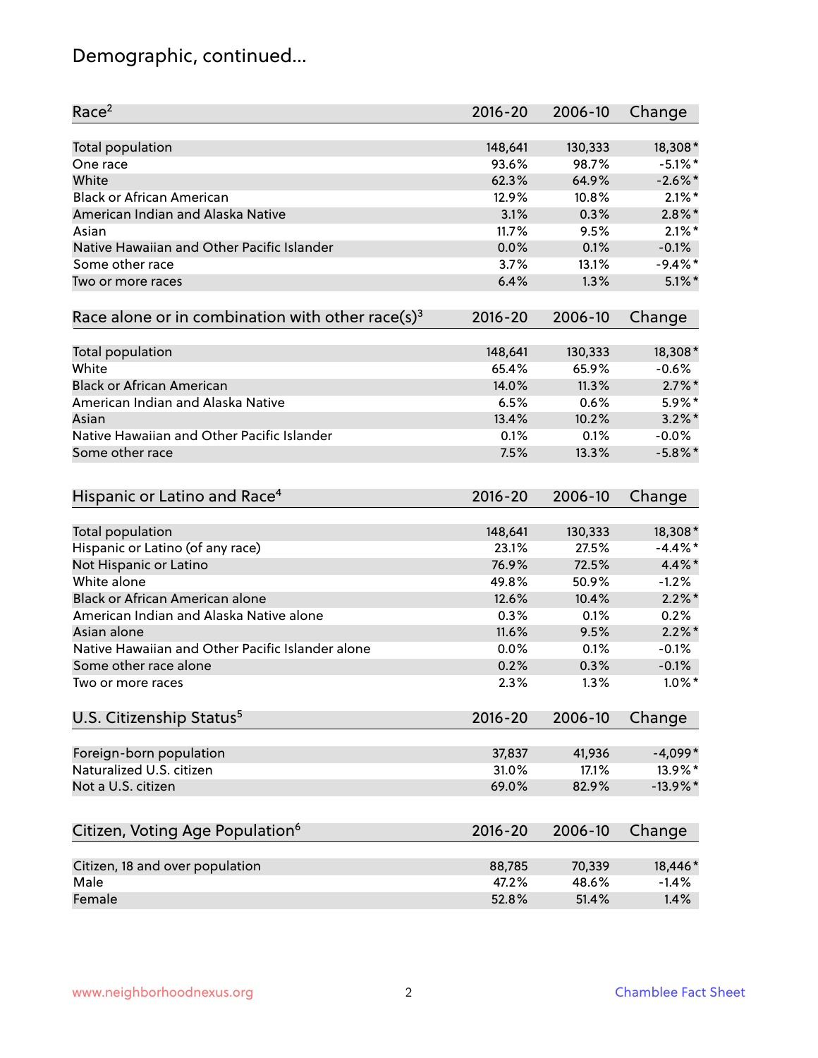# Demographic, continued...

| Race[2] | 2016-20 | 2006-10 | Change |
|---|---|---|---|
| Total population | 148,641 | 130,333 | 18,308* |
| One race | 93.6% | 98.7% | -5.1%* |
| White | 62.3% | 64.9% | -2.6%* |
| Black or African American | 12.9% | 10.8% | 2.1%* |
| American Indian and Alaska Native | 3.1% | 0.3% | 2.8%* |
| Asian | 11.7% | 9.5% | 2.1%* |
| Native Hawaiian and Other Pacific Islander | 0.0% | 0.1% | -0.1% |
| Some other race | 3.7% | 13.1% | -9.4%* |
| Two or more races | 6.4% | 1.3% | 5.1%* |

| Race alone or in combination with other race(s)[3] | 2016-20 | 2006-10 | Change |
|---|---|---|---|
| Total population | 148,641 | 130,333 | 18,308* |
| White | 65.4% | 65.9% | -0.6% |
| Black or African American | 14.0% | 11.3% | 2.7%* |
| American Indian and Alaska Native | 6.5% | 0.6% | 5.9%* |
| Asian | 13.4% | 10.2% | 3.2%* |
| Native Hawaiian and Other Pacific Islander | 0.1% | 0.1% | -0.0% |
| Some other race | 7.5% | 13.3% | -5.8%* |

| Hispanic or Latino and Race[4] | 2016-20 | 2006-10 | Change |
|---|---|---|---|
| Total population | 148,641 | 130,333 | 18,308* |
| Hispanic or Latino (of any race) | 23.1% | 27.5% | -4.4%* |
| Not Hispanic or Latino | 76.9% | 72.5% | 4.4%* |
| White alone | 49.8% | 50.9% | -1.2% |
| Black or African American alone | 12.6% | 10.4% | 2.2%* |
| American Indian and Alaska Native alone | 0.3% | 0.1% | 0.2% |
| Asian alone | 11.6% | 9.5% | 2.2%* |
| Native Hawaiian and Other Pacific Islander alone | 0.0% | 0.1% | -0.1% |
| Some other race alone | 0.2% | 0.3% | -0.1% |
| Two or more races | 2.3% | 1.3% | 1.0%* |

| U.S. Citizenship Status[5] | 2016-20 | 2006-10 | Change |
|---|---|---|---|
| Foreign-born population | 37,837 | 41,936 | -4,099* |
| Naturalized U.S. citizen | 31.0% | 17.1% | 13.9%* |
| Not a U.S. citizen | 69.0% | 82.9% | -13.9%* |

| Citizen, Voting Age Population[6] | 2016-20 | 2006-10 | Change |
|---|---|---|---|
| Citizen, 18 and over population | 88,785 | 70,339 | 18,446* |
| Male | 47.2% | 48.6% | -1.4% |
| Female | 52.8% | 51.4% | 1.4% |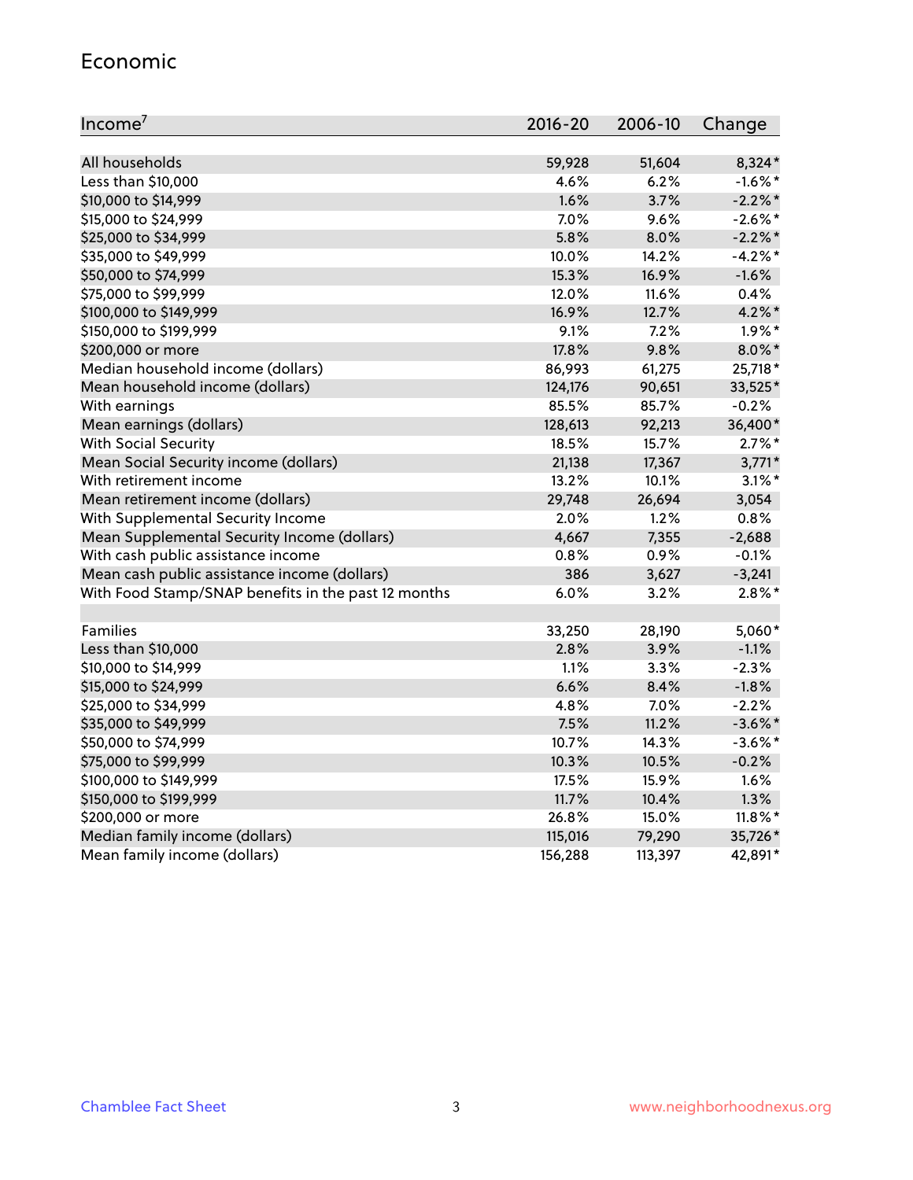## Economic

| Income[7] | 2016-20 | 2006-10 | Change |
|---|---|---|---|
| All households | 59,928 | 51,604 | 8,324* |
| Less than $10,000 | 4.6% | 6.2% | -1.6%* |
| $10,000 to $14,999 | 1.6% | 3.7% | -2.2%* |
| $15,000 to $24,999 | 7.0% | 9.6% | -2.6%* |
| $25,000 to $34,999 | 5.8% | 8.0% | -2.2%* |
| $35,000 to $49,999 | 10.0% | 14.2% | -4.2%* |
| $50,000 to $74,999 | 15.3% | 16.9% | -1.6% |
| $75,000 to $99,999 | 12.0% | 11.6% | 0.4% |
| $100,000 to $149,999 | 16.9% | 12.7% | 4.2%* |
| $150,000 to $199,999 | 9.1% | 7.2% | 1.9%* |
| $200,000 or more | 17.8% | 9.8% | 8.0%* |
| Median household income (dollars) | 86,993 | 61,275 | 25,718* |
| Mean household income (dollars) | 124,176 | 90,651 | 33,525* |
| With earnings | 85.5% | 85.7% | -0.2% |
| Mean earnings (dollars) | 128,613 | 92,213 | 36,400* |
| With Social Security | 18.5% | 15.7% | 2.7%* |
| Mean Social Security income (dollars) | 21,138 | 17,367 | 3,771* |
| With retirement income | 13.2% | 10.1% | 3.1%* |
| Mean retirement income (dollars) | 29,748 | 26,694 | 3,054 |
| With Supplemental Security Income | 2.0% | 1.2% | 0.8% |
| Mean Supplemental Security Income (dollars) | 4,667 | 7,355 | -2,688 |
| With cash public assistance income | 0.8% | 0.9% | -0.1% |
| Mean cash public assistance income (dollars) | 386 | 3,627 | -3,241 |
| With Food Stamp/SNAP benefits in the past 12 months | 6.0% | 3.2% | 2.8%* |
| | | | |
| Families | 33,250 | 28,190 | 5,060* |
| Less than $10,000 | 2.8% | 3.9% | -1.1% |
| $10,000 to $14,999 | 1.1% | 3.3% | -2.3% |
| $15,000 to $24,999 | 6.6% | 8.4% | -1.8% |
| $25,000 to $34,999 | 4.8% | 7.0% | -2.2% |
| $35,000 to $49,999 | 7.5% | 11.2% | -3.6%* |
| $50,000 to $74,999 | 10.7% | 14.3% | -3.6%* |
| $75,000 to $99,999 | 10.3% | 10.5% | -0.2% |
| $100,000 to $149,999 | 17.5% | 15.9% | 1.6% |
| $150,000 to $199,999 | 11.7% | 10.4% | 1.3% |
| $200,000 or more | 26.8% | 15.0% | 11.8%* |
| Median family income (dollars) | 115,016 | 79,290 | 35,726* |
| Mean family income (dollars) | 156,288 | 113,397 | 42,891* |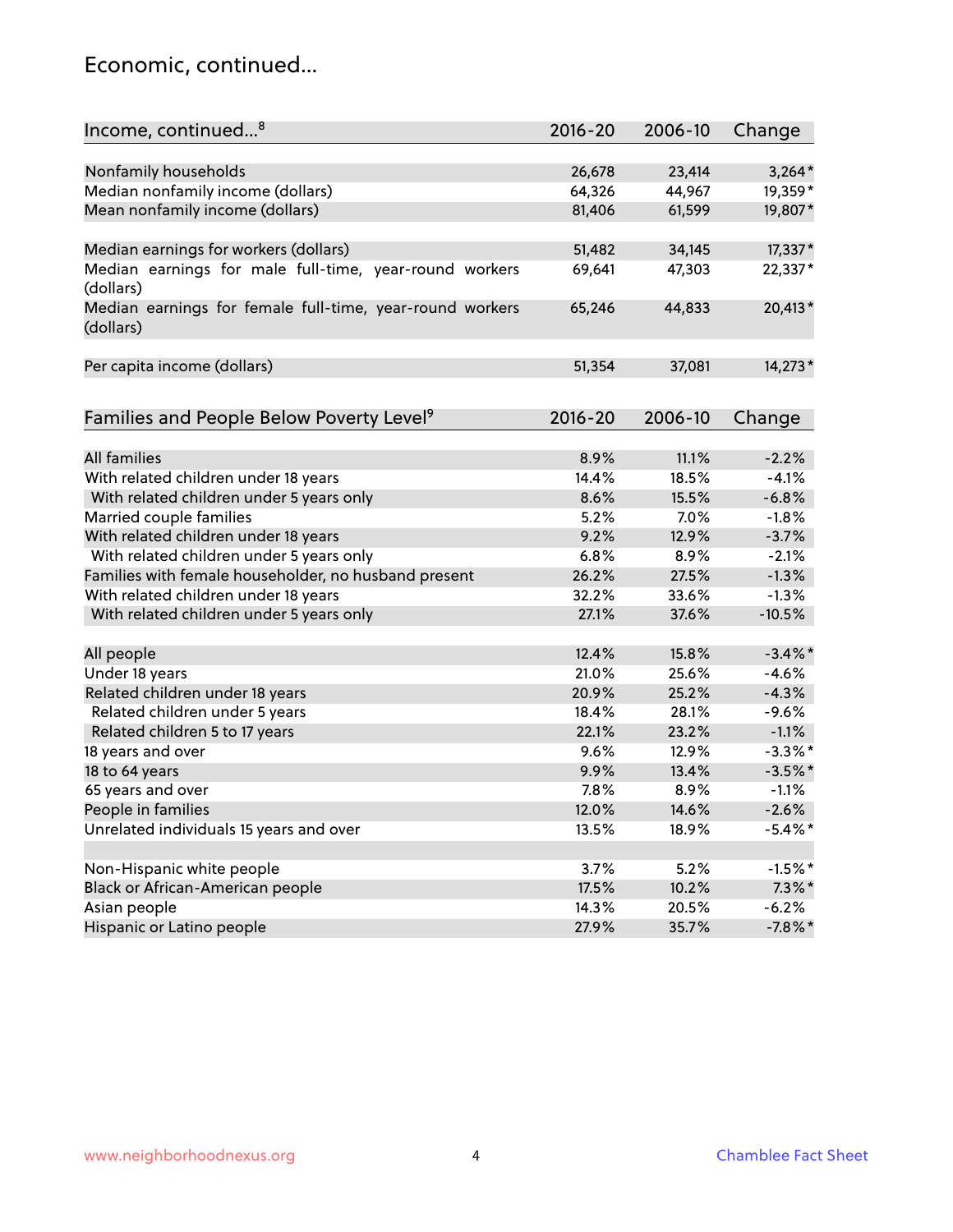## Economic, continued...

| Income, continued...[8] | 2016-20 | 2006-10 | Change |
|---|---|---|---|
| Nonfamily households | 26,678 | 23,414 | 3,264* |
| Median nonfamily income (dollars) | 64,326 | 44,967 | 19,359* |
| Mean nonfamily income (dollars) | 81,406 | 61,599 | 19,807* |
| Median earnings for workers (dollars) | 51,482 | 34,145 | 17,337* |
| Median earnings for male full-time, year-round workers (dollars) | 69,641 | 47,303 | 22,337* |
| Median earnings for female full-time, year-round workers (dollars) | 65,246 | 44,833 | 20,413* |
| Per capita income (dollars) | 51,354 | 37,081 | 14,273* |

| Families and People Below Poverty Level[9] | 2016-20 | 2006-10 | Change |
|---|---|---|---|
| All families | 8.9% | 11.1% | -2.2% |
| With related children under 18 years | 14.4% | 18.5% | -4.1% |
| With related children under 5 years only | 8.6% | 15.5% | -6.8% |
| Married couple families | 5.2% | 7.0% | -1.8% |
| With related children under 18 years | 9.2% | 12.9% | -3.7% |
| With related children under 5 years only | 6.8% | 8.9% | -2.1% |
| Families with female householder, no husband present | 26.2% | 27.5% | -1.3% |
| With related children under 18 years | 32.2% | 33.6% | -1.3% |
| With related children under 5 years only | 27.1% | 37.6% | -10.5% |
| All people | 12.4% | 15.8% | -3.4%* |
| Under 18 years | 21.0% | 25.6% | -4.6% |
| Related children under 18 years | 20.9% | 25.2% | -4.3% |
| Related children under 5 years | 18.4% | 28.1% | -9.6% |
| Related children 5 to 17 years | 22.1% | 23.2% | -1.1% |
| 18 years and over | 9.6% | 12.9% | -3.3%* |
| 18 to 64 years | 9.9% | 13.4% | -3.5%* |
| 65 years and over | 7.8% | 8.9% | -1.1% |
| People in families | 12.0% | 14.6% | -2.6% |
| Unrelated individuals 15 years and over | 13.5% | 18.9% | -5.4%* |
| Non-Hispanic white people | 3.7% | 5.2% | -1.5%* |
| Black or African-American people | 17.5% | 10.2% | 7.3%* |
| Asian people | 14.3% | 20.5% | -6.2% |
| Hispanic or Latino people | 27.9% | 35.7% | -7.8%* |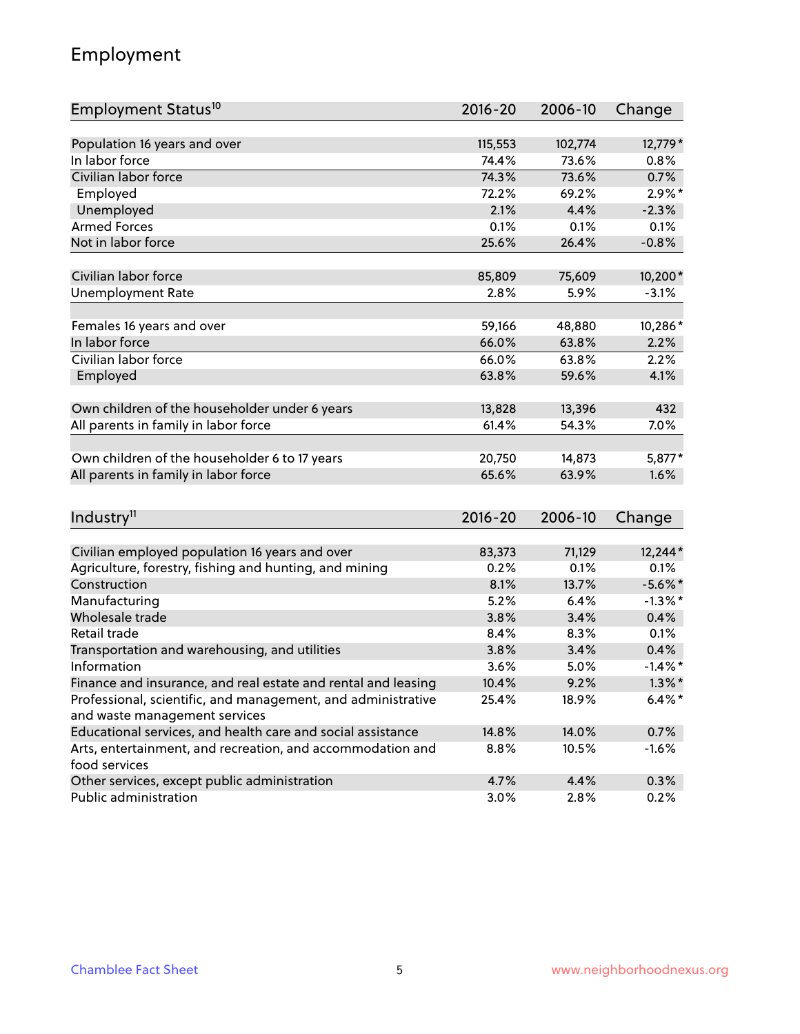## Employment

| Employment Status[10] | 2016-20 | 2006-10 | Change |
|---|---|---|---|
| Population 16 years and over | 115,553 | 102,774 | 12,779* |
| In labor force | 74.4% | 73.6% | 0.8% |
| Civilian labor force | 74.3% | 73.6% | 0.7% |
| Employed | 72.2% | 69.2% | 2.9%* |
| Unemployed | 2.1% | 4.4% | -2.3% |
| Armed Forces | 0.1% | 0.1% | 0.1% |
| Not in labor force | 25.6% | 26.4% | -0.8% |
| | | | |
| Civilian labor force | 85,809 | 75,609 | 10,200* |
| Unemployment Rate | 2.8% | 5.9% | -3.1% |
| | | | |
| Females 16 years and over | 59,166 | 48,880 | 10,286* |
| In labor force | 66.0% | 63.8% | 2.2% |
| Civilian labor force | 66.0% | 63.8% | 2.2% |
| Employed | 63.8% | 59.6% | 4.1% |
| | | | |
| Own children of the householder under 6 years | 13,828 | 13,396 | 432 |
| All parents in family in labor force | 61.4% | 54.3% | 7.0% |
| | | | |
| Own children of the householder 6 to 17 years | 20,750 | 14,873 | 5,877* |
| All parents in family in labor force | 65.6% | 63.9% | 1.6% |

| Industry[11] | 2016-20 | 2006-10 | Change |
|---|---|---|---|
| Civilian employed population 16 years and over | 83,373 | 71,129 | 12,244* |
| Agriculture, forestry, fishing and hunting, and mining | 0.2% | 0.1% | 0.1% |
| Construction | 8.1% | 13.7% | -5.6%* |
| Manufacturing | 5.2% | 6.4% | -1.3%* |
| Wholesale trade | 3.8% | 3.4% | 0.4% |
| Retail trade | 8.4% | 8.3% | 0.1% |
| Transportation and warehousing, and utilities | 3.8% | 3.4% | 0.4% |
| Information | 3.6% | 5.0% | -1.4%* |
| Finance and insurance, and real estate and rental and leasing | 10.4% | 9.2% | 1.3%* |
| Professional, scientific, and management, and administrative and waste management services | 25.4% | 18.9% | 6.4%* |
| Educational services, and health care and social assistance | 14.8% | 14.0% | 0.7% |
| Arts, entertainment, and recreation, and accommodation and food services | 8.8% | 10.5% | -1.6% |
| Other services, except public administration | 4.7% | 4.4% | 0.3% |
| Public administration | 3.0% | 2.8% | 0.2% |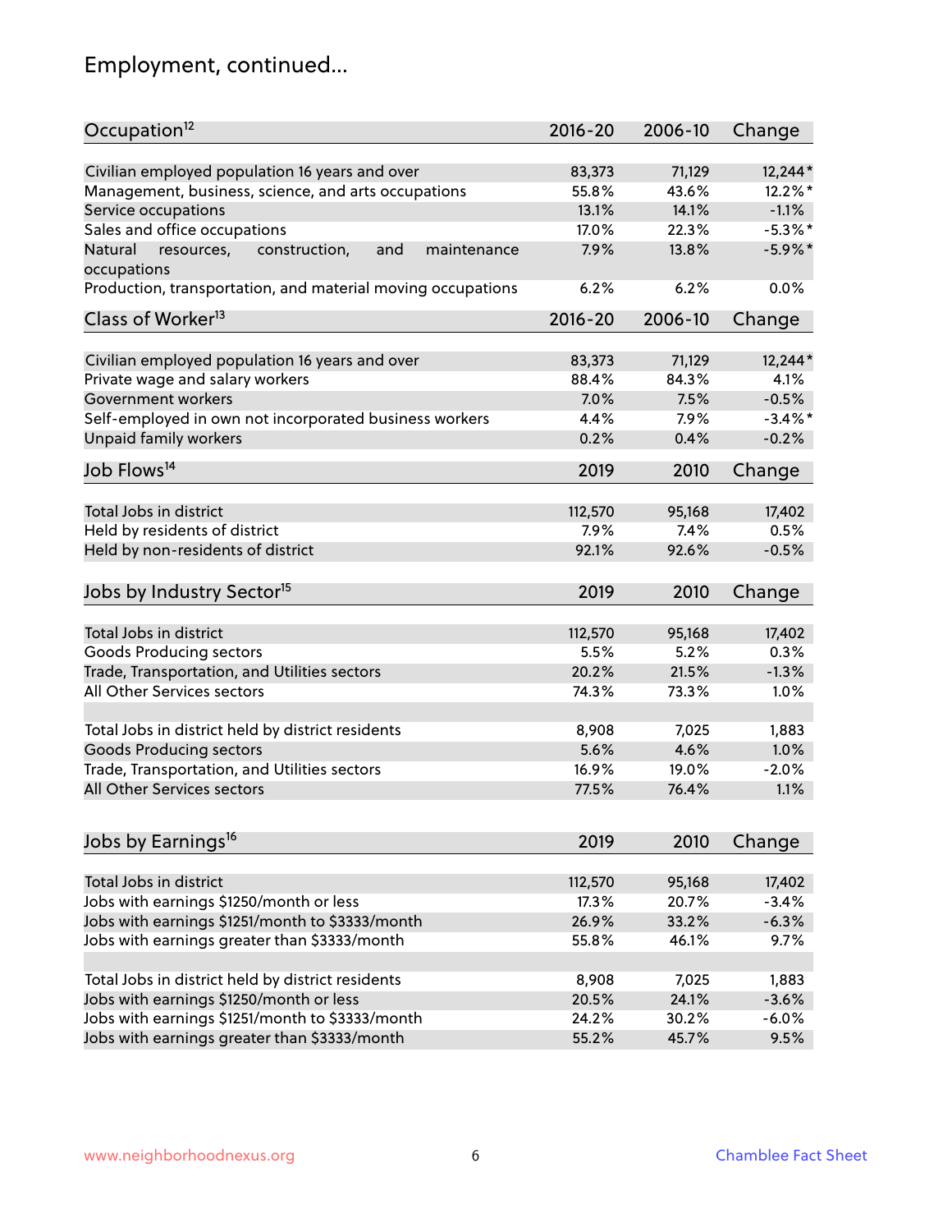## Employment, continued...

| Occupation[12] | 2016-20 | 2006-10 | Change |
|---|---|---|---|
| Civilian employed population 16 years and over | 83,373 | 71,129 | 12,244* |
| Management, business, science, and arts occupations | 55.8% | 43.6% | 12.2%* |
| Service occupations | 13.1% | 14.1% | -1.1% |
| Sales and office occupations | 17.0% | 22.3% | -5.3%* |
| Natural resources, construction, and maintenance occupations | 7.9% | 13.8% | -5.9%* |
| Production, transportation, and material moving occupations | 6.2% | 6.2% | 0.0% |

| Class of Worker[13] | 2016-20 | 2006-10 | Change |
|---|---|---|---|
| Civilian employed population 16 years and over | 83,373 | 71,129 | 12,244* |
| Private wage and salary workers | 88.4% | 84.3% | 4.1% |
| Government workers | 7.0% | 7.5% | -0.5% |
| Self-employed in own not incorporated business workers | 4.4% | 7.9% | -3.4%* |
| Unpaid family workers | 0.2% | 0.4% | -0.2% |

| Job Flows[14] | 2019 | 2010 | Change |
|---|---|---|---|
| Total Jobs in district | 112,570 | 95,168 | 17,402 |
| Held by residents of district | 7.9% | 7.4% | 0.5% |
| Held by non-residents of district | 92.1% | 92.6% | -0.5% |

| Jobs by Industry Sector[15] | 2019 | 2010 | Change |
|---|---|---|---|
| Total Jobs in district | 112,570 | 95,168 | 17,402 |
| Goods Producing sectors | 5.5% | 5.2% | 0.3% |
| Trade, Transportation, and Utilities sectors | 20.2% | 21.5% | -1.3% |
| All Other Services sectors | 74.3% | 73.3% | 1.0% |
| | | | |
| Total Jobs in district held by district residents | 8,908 | 7,025 | 1,883 |
| Goods Producing sectors | 5.6% | 4.6% | 1.0% |
| Trade, Transportation, and Utilities sectors | 16.9% | 19.0% | -2.0% |
| All Other Services sectors | 77.5% | 76.4% | 1.1% |

| Jobs by Earnings[16] | 2019 | 2010 | Change |
|---|---|---|---|
| Total Jobs in district | 112,570 | 95,168 | 17,402 |
| Jobs with earnings $1250/month or less | 17.3% | 20.7% | -3.4% |
| Jobs with earnings $1251/month to $3333/month | 26.9% | 33.2% | -6.3% |
| Jobs with earnings greater than $3333/month | 55.8% | 46.1% | 9.7% |
| | | | |
| Total Jobs in district held by district residents | 8,908 | 7,025 | 1,883 |
| Jobs with earnings $1250/month or less | 20.5% | 24.1% | -3.6% |
| Jobs with earnings $1251/month to $3333/month | 24.2% | 30.2% | -6.0% |
| Jobs with earnings greater than $3333/month | 55.2% | 45.7% | 9.5% |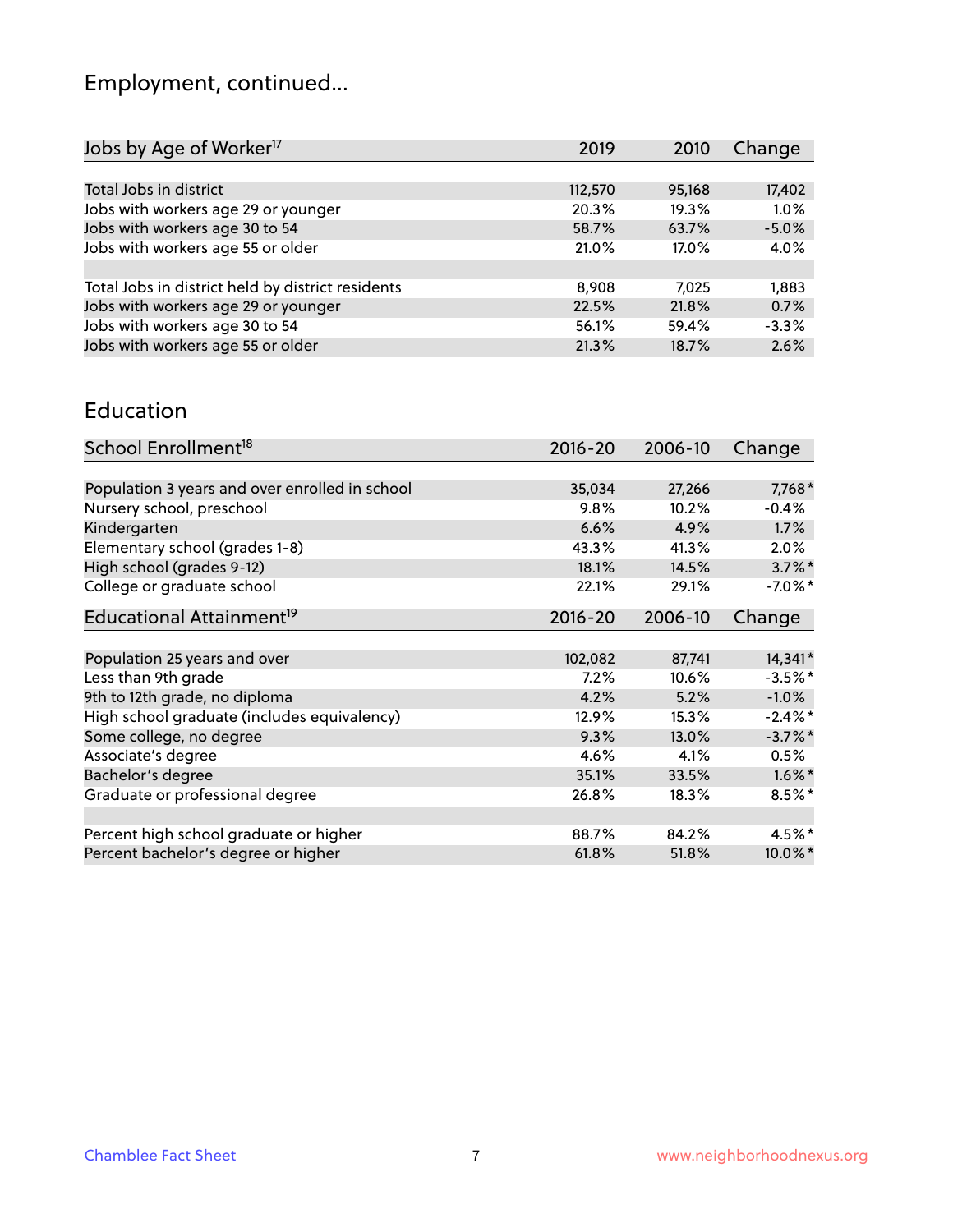# Employment, continued...

| Jobs by Age of Worker[17] | 2019 | 2010 | Change |
|---|---|---|---|
| Total Jobs in district | 112,570 | 95,168 | 17,402 |
| Jobs with workers age 29 or younger | 20.3% | 19.3% | 1.0% |
| Jobs with workers age 30 to 54 | 58.7% | 63.7% | -5.0% |
| Jobs with workers age 55 or older | 21.0% | 17.0% | 4.0% |
| | | | |
| Total Jobs in district held by district residents | 8,908 | 7,025 | 1,883 |
| Jobs with workers age 29 or younger | 22.5% | 21.8% | 0.7% |
| Jobs with workers age 30 to 54 | 56.1% | 59.4% | -3.3% |
| Jobs with workers age 55 or older | 21.3% | 18.7% | 2.6% |

# Education

| School Enrollment[18] | 2016-20 | 2006-10 | Change |
|---|---|---|---|
| Population 3 years and over enrolled in school | 35,034 | 27,266 | 7,768* |
| Nursery school, preschool | 9.8% | 10.2% | -0.4% |
| Kindergarten | 6.6% | 4.9% | 1.7% |
| Elementary school (grades 1-8) | 43.3% | 41.3% | 2.0% |
| High school (grades 9-12) | 18.1% | 14.5% | 3.7%* |
| College or graduate school | 22.1% | 29.1% | -7.0%* |

| Educational Attainment[19] | 2016-20 | 2006-10 | Change |
|---|---|---|---|
| Population 25 years and over | 102,082 | 87,741 | 14,341* |
| Less than 9th grade | 7.2% | 10.6% | -3.5%* |
| 9th to 12th grade, no diploma | 4.2% | 5.2% | -1.0% |
| High school graduate (includes equivalency) | 12.9% | 15.3% | -2.4%* |
| Some college, no degree | 9.3% | 13.0% | -3.7%* |
| Associate's degree | 4.6% | 4.1% | 0.5% |
| Bachelor's degree | 35.1% | 33.5% | 1.6%* |
| Graduate or professional degree | 26.8% | 18.3% | 8.5%* |
| | | | |
| Percent high school graduate or higher | 88.7% | 84.2% | 4.5%* |
| Percent bachelor's degree or higher | 61.8% | 51.8% | 10.0%* |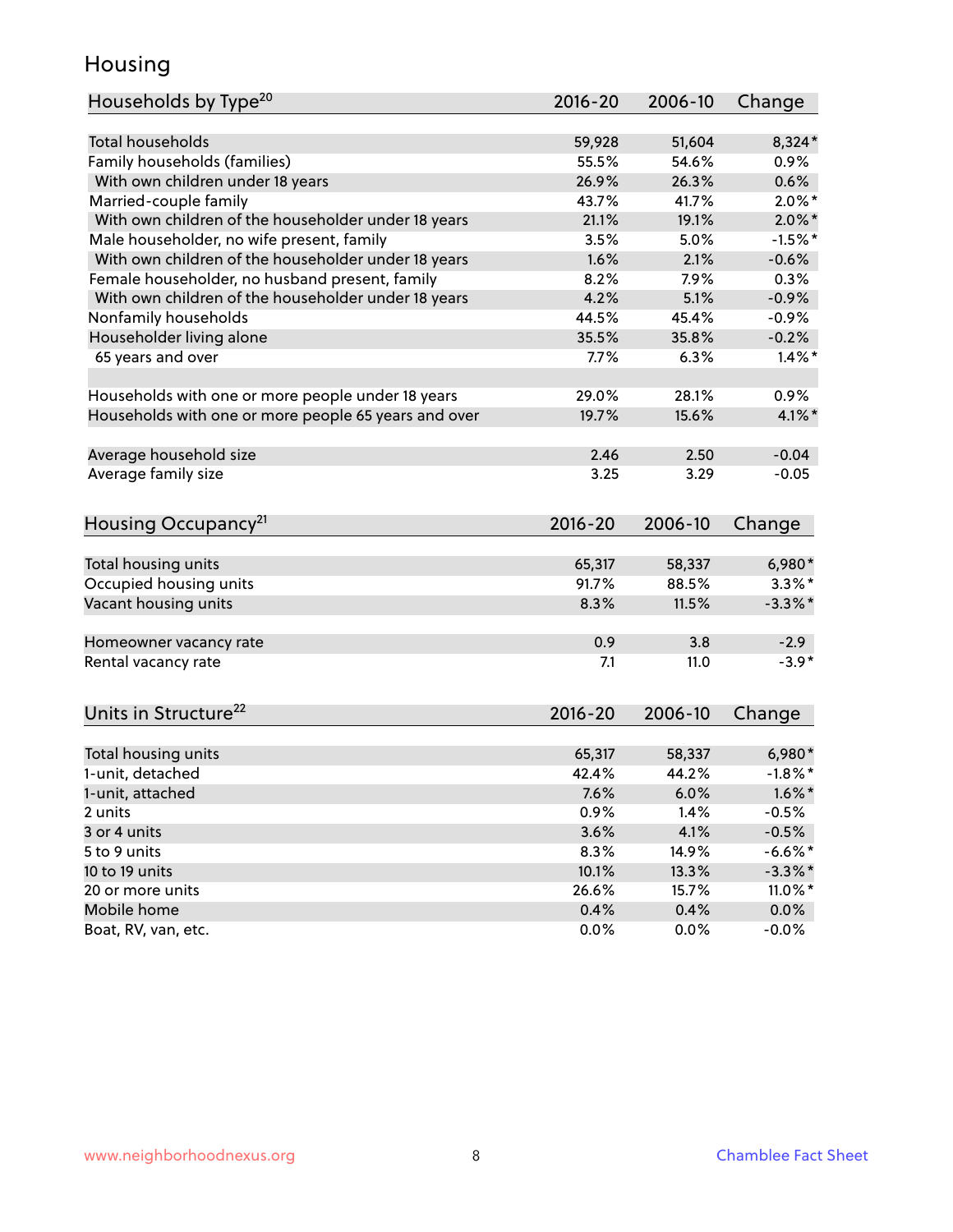# Housing

| Households by Type[20] | 2016-20 | 2006-10 | Change |
|---|---|---|---|
| Total households | 59,928 | 51,604 | 8,324* |
| Family households (families) | 55.5% | 54.6% | 0.9% |
| With own children under 18 years | 26.9% | 26.3% | 0.6% |
| Married-couple family | 43.7% | 41.7% | 2.0%* |
| With own children of the householder under 18 years | 21.1% | 19.1% | 2.0%* |
| Male householder, no wife present, family | 3.5% | 5.0% | -1.5%* |
| With own children of the householder under 18 years | 1.6% | 2.1% | -0.6% |
| Female householder, no husband present, family | 8.2% | 7.9% | 0.3% |
| With own children of the householder under 18 years | 4.2% | 5.1% | -0.9% |
| Nonfamily households | 44.5% | 45.4% | -0.9% |
| Householder living alone | 35.5% | 35.8% | -0.2% |
| 65 years and over | 7.7% | 6.3% | 1.4%* |
| | | | |
| Households with one or more people under 18 years | 29.0% | 28.1% | 0.9% |
| Households with one or more people 65 years and over | 19.7% | 15.6% | 4.1%* |
| | | | |
| Average household size | 2.46 | 2.50 | -0.04 |
| Average family size | 3.25 | 3.29 | -0.05 |

| Housing Occupancy[21] | 2016-20 | 2006-10 | Change |
|---|---|---|---|
| Total housing units | 65,317 | 58,337 | 6,980* |
| Occupied housing units | 91.7% | 88.5% | 3.3%* |
| Vacant housing units | 8.3% | 11.5% | -3.3%* |
| | | | |
| Homeowner vacancy rate | 0.9 | 3.8 | -2.9 |
| Rental vacancy rate | 7.1 | 11.0 | -3.9* |

| Units in Structure[22] | 2016-20 | 2006-10 | Change |
|---|---|---|---|
| Total housing units | 65,317 | 58,337 | 6,980* |
| 1-unit, detached | 42.4% | 44.2% | -1.8%* |
| 1-unit, attached | 7.6% | 6.0% | 1.6%* |
| 2 units | 0.9% | 1.4% | -0.5% |
| 3 or 4 units | 3.6% | 4.1% | -0.5% |
| 5 to 9 units | 8.3% | 14.9% | -6.6%* |
| 10 to 19 units | 10.1% | 13.3% | -3.3%* |
| 20 or more units | 26.6% | 15.7% | 11.0%* |
| Mobile home | 0.4% | 0.4% | 0.0% |
| Boat, RV, van, etc. | 0.0% | 0.0% | -0.0% |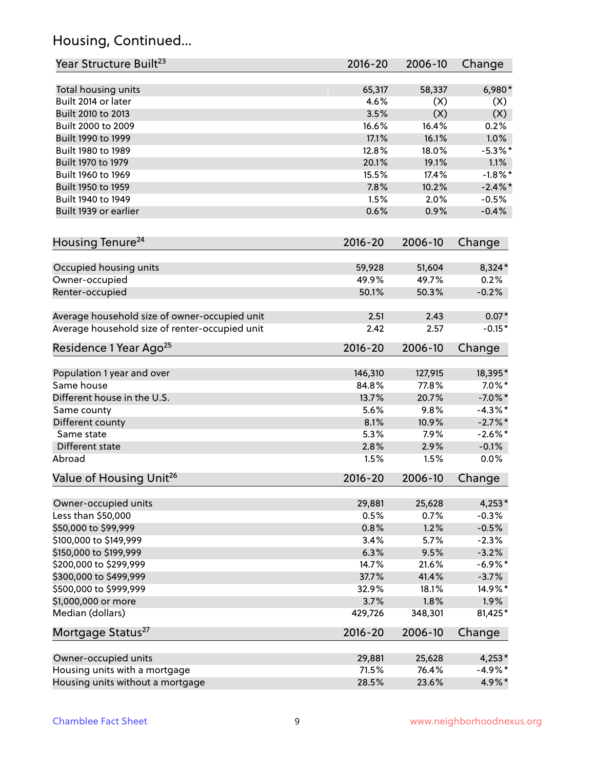## Housing, Continued...

| Year Structure Built[23] | 2016-20 | 2006-10 | Change |
|---|---|---|---|
| Total housing units | 65,317 | 58,337 | 6,980* |
| Built 2014 or later | 4.6% | (X) | (X) |
| Built 2010 to 2013 | 3.5% | (X) | (X) |
| Built 2000 to 2009 | 16.6% | 16.4% | 0.2% |
| Built 1990 to 1999 | 17.1% | 16.1% | 1.0% |
| Built 1980 to 1989 | 12.8% | 18.0% | -5.3%* |
| Built 1970 to 1979 | 20.1% | 19.1% | 1.1% |
| Built 1960 to 1969 | 15.5% | 17.4% | -1.8%* |
| Built 1950 to 1959 | 7.8% | 10.2% | -2.4%* |
| Built 1940 to 1949 | 1.5% | 2.0% | -0.5% |
| Built 1939 or earlier | 0.6% | 0.9% | -0.4% |

| Housing Tenure[24] | 2016-20 | 2006-10 | Change |
|---|---|---|---|
| Occupied housing units | 59,928 | 51,604 | 8,324* |
| Owner-occupied | 49.9% | 49.7% | 0.2% |
| Renter-occupied | 50.1% | 50.3% | -0.2% |
| Average household size of owner-occupied unit | 2.51 | 2.43 | 0.07* |
| Average household size of renter-occupied unit | 2.42 | 2.57 | -0.15* |

| Residence 1 Year Ago[25] | 2016-20 | 2006-10 | Change |
|---|---|---|---|
| Population 1 year and over | 146,310 | 127,915 | 18,395* |
| Same house | 84.8% | 77.8% | 7.0%* |
| Different house in the U.S. | 13.7% | 20.7% | -7.0%* |
| Same county | 5.6% | 9.8% | -4.3%* |
| Different county | 8.1% | 10.9% | -2.7%* |
| Same state | 5.3% | 7.9% | -2.6%* |
| Different state | 2.8% | 2.9% | -0.1% |
| Abroad | 1.5% | 1.5% | 0.0% |

| Value of Housing Unit[26] | 2016-20 | 2006-10 | Change |
|---|---|---|---|
| Owner-occupied units | 29,881 | 25,628 | 4,253* |
| Less than $50,000 | 0.5% | 0.7% | -0.3% |
| $50,000 to $99,999 | 0.8% | 1.2% | -0.5% |
| $100,000 to $149,999 | 3.4% | 5.7% | -2.3% |
| $150,000 to $199,999 | 6.3% | 9.5% | -3.2% |
| $200,000 to $299,999 | 14.7% | 21.6% | -6.9%* |
| $300,000 to $499,999 | 37.7% | 41.4% | -3.7% |
| $500,000 to $999,999 | 32.9% | 18.1% | 14.9%* |
| $1,000,000 or more | 3.7% | 1.8% | 1.9% |
| Median (dollars) | 429,726 | 348,301 | 81,425* |

| Mortgage Status[27] | 2016-20 | 2006-10 | Change |
|---|---|---|---|
| Owner-occupied units | 29,881 | 25,628 | 4,253* |
| Housing units with a mortgage | 71.5% | 76.4% | -4.9%* |
| Housing units without a mortgage | 28.5% | 23.6% | 4.9%* |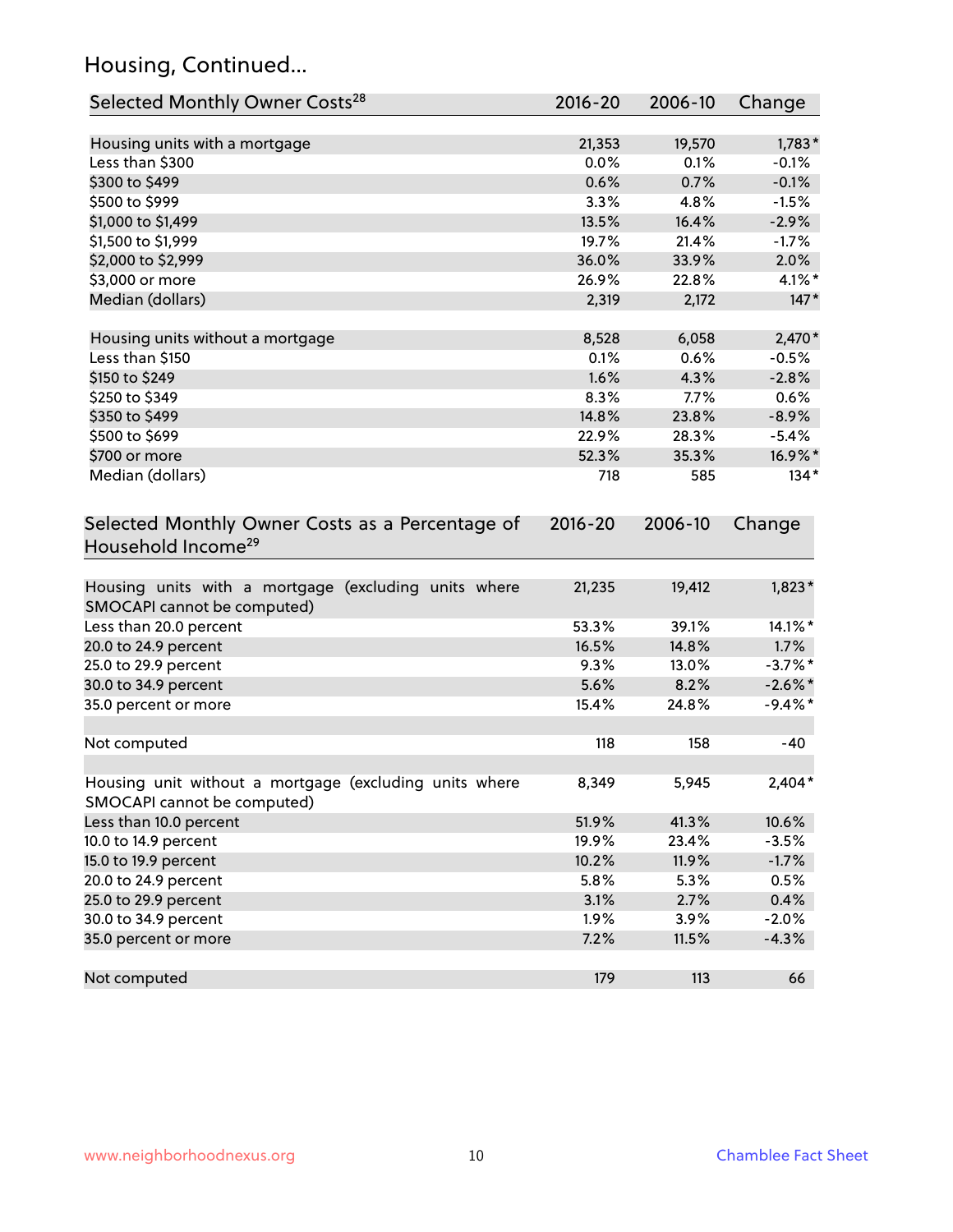## Housing, Continued...

| Selected Monthly Owner Costs[28] | 2016-20 | 2006-10 | Change |
|---|---|---|---|
| Housing units with a mortgage | 21,353 | 19,570 | 1,783* |
| Less than $300 | 0.0% | 0.1% | -0.1% |
| $300 to $499 | 0.6% | 0.7% | -0.1% |
| $500 to $999 | 3.3% | 4.8% | -1.5% |
| $1,000 to $1,499 | 13.5% | 16.4% | -2.9% |
| $1,500 to $1,999 | 19.7% | 21.4% | -1.7% |
| $2,000 to $2,999 | 36.0% | 33.9% | 2.0% |
| $3,000 or more | 26.9% | 22.8% | 4.1%* |
| Median (dollars) | 2,319 | 2,172 | 147* |
| Housing units without a mortgage | 8,528 | 6,058 | 2,470* |
| Less than $150 | 0.1% | 0.6% | -0.5% |
| $150 to $249 | 1.6% | 4.3% | -2.8% |
| $250 to $349 | 8.3% | 7.7% | 0.6% |
| $350 to $499 | 14.8% | 23.8% | -8.9% |
| $500 to $699 | 22.9% | 28.3% | -5.4% |
| $700 or more | 52.3% | 35.3% | 16.9%* |
| Median (dollars) | 718 | 585 | 134* |

| Selected Monthly Owner Costs as a Percentage of Household Income[29] | 2016-20 | 2006-10 | Change |
|---|---|---|---|
| Housing units with a mortgage (excluding units where SMOCAPI cannot be computed) | 21,235 | 19,412 | 1,823* |
| Less than 20.0 percent | 53.3% | 39.1% | 14.1%* |
| 20.0 to 24.9 percent | 16.5% | 14.8% | 1.7% |
| 25.0 to 29.9 percent | 9.3% | 13.0% | -3.7%* |
| 30.0 to 34.9 percent | 5.6% | 8.2% | -2.6%* |
| 35.0 percent or more | 15.4% | 24.8% | -9.4%* |
| Not computed | 118 | 158 | -40 |
| Housing unit without a mortgage (excluding units where SMOCAPI cannot be computed) | 8,349 | 5,945 | 2,404* |
| Less than 10.0 percent | 51.9% | 41.3% | 10.6% |
| 10.0 to 14.9 percent | 19.9% | 23.4% | -3.5% |
| 15.0 to 19.9 percent | 10.2% | 11.9% | -1.7% |
| 20.0 to 24.9 percent | 5.8% | 5.3% | 0.5% |
| 25.0 to 29.9 percent | 3.1% | 2.7% | 0.4% |
| 30.0 to 34.9 percent | 1.9% | 3.9% | -2.0% |
| 35.0 percent or more | 7.2% | 11.5% | -4.3% |
| Not computed | 179 | 113 | 66 |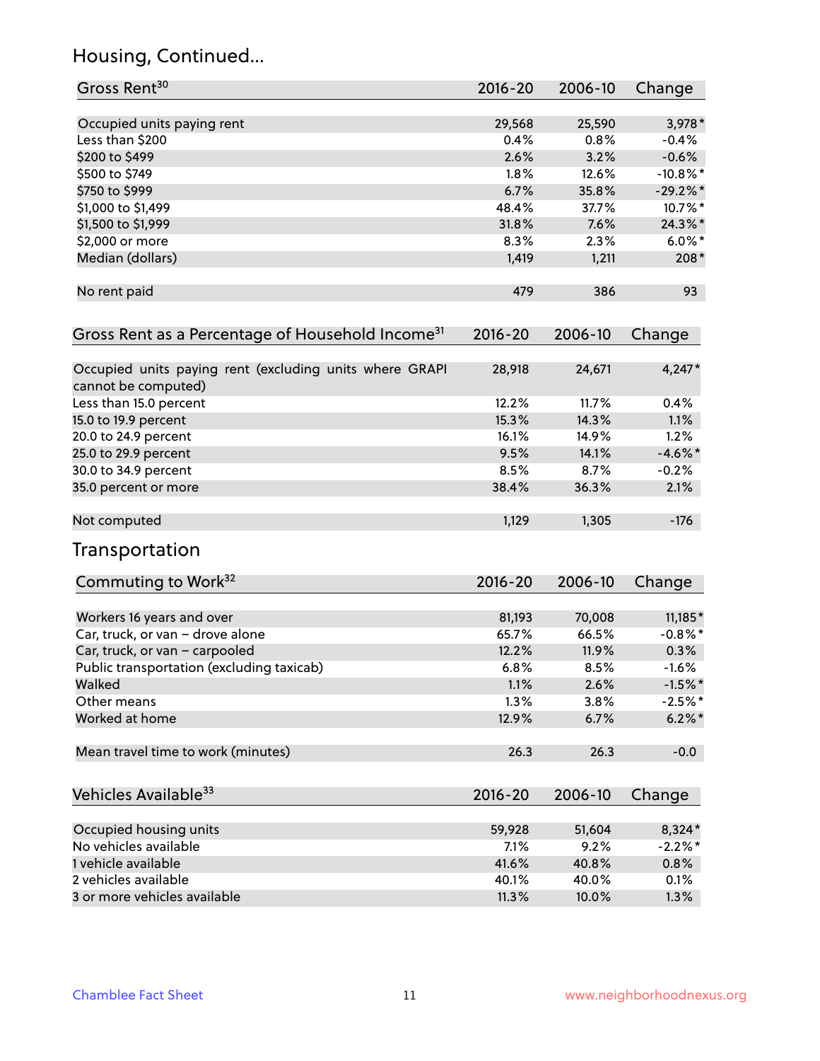## Housing, Continued...

| Gross Rent[30] | 2016-20 | 2006-10 | Change |
|---|---|---|---|
| Occupied units paying rent | 29,568 | 25,590 | 3,978* |
| Less than $200 | 0.4% | 0.8% | -0.4% |
| $200 to $499 | 2.6% | 3.2% | -0.6% |
| $500 to $749 | 1.8% | 12.6% | -10.8%* |
| $750 to $999 | 6.7% | 35.8% | -29.2%* |
| $1,000 to $1,499 | 48.4% | 37.7% | 10.7%* |
| $1,500 to $1,999 | 31.8% | 7.6% | 24.3%* |
| $2,000 or more | 8.3% | 2.3% | 6.0%* |
| Median (dollars) | 1,419 | 1,211 | 208* |
| No rent paid | 479 | 386 | 93 |

| Gross Rent as a Percentage of Household Income[31] | 2016-20 | 2006-10 | Change |
|---|---|---|---|
| Occupied units paying rent (excluding units where GRAPI cannot be computed) | 28,918 | 24,671 | 4,247* |
| Less than 15.0 percent | 12.2% | 11.7% | 0.4% |
| 15.0 to 19.9 percent | 15.3% | 14.3% | 1.1% |
| 20.0 to 24.9 percent | 16.1% | 14.9% | 1.2% |
| 25.0 to 29.9 percent | 9.5% | 14.1% | -4.6%* |
| 30.0 to 34.9 percent | 8.5% | 8.7% | -0.2% |
| 35.0 percent or more | 38.4% | 36.3% | 2.1% |
| Not computed | 1,129 | 1,305 | -176 |

## Transportation

| Commuting to Work[32] | 2016-20 | 2006-10 | Change |
|---|---|---|---|
| Workers 16 years and over | 81,193 | 70,008 | 11,185* |
| Car, truck, or van – drove alone | 65.7% | 66.5% | -0.8%* |
| Car, truck, or van – carpooled | 12.2% | 11.9% | 0.3% |
| Public transportation (excluding taxicab) | 6.8% | 8.5% | -1.6% |
| Walked | 1.1% | 2.6% | -1.5%* |
| Other means | 1.3% | 3.8% | -2.5%* |
| Worked at home | 12.9% | 6.7% | 6.2%* |
| Mean travel time to work (minutes) | 26.3 | 26.3 | -0.0 |

| Vehicles Available[33] | 2016-20 | 2006-10 | Change |
|---|---|---|---|
| Occupied housing units | 59,928 | 51,604 | 8,324* |
| No vehicles available | 7.1% | 9.2% | -2.2%* |
| 1 vehicle available | 41.6% | 40.8% | 0.8% |
| 2 vehicles available | 40.1% | 40.0% | 0.1% |
| 3 or more vehicles available | 11.3% | 10.0% | 1.3% |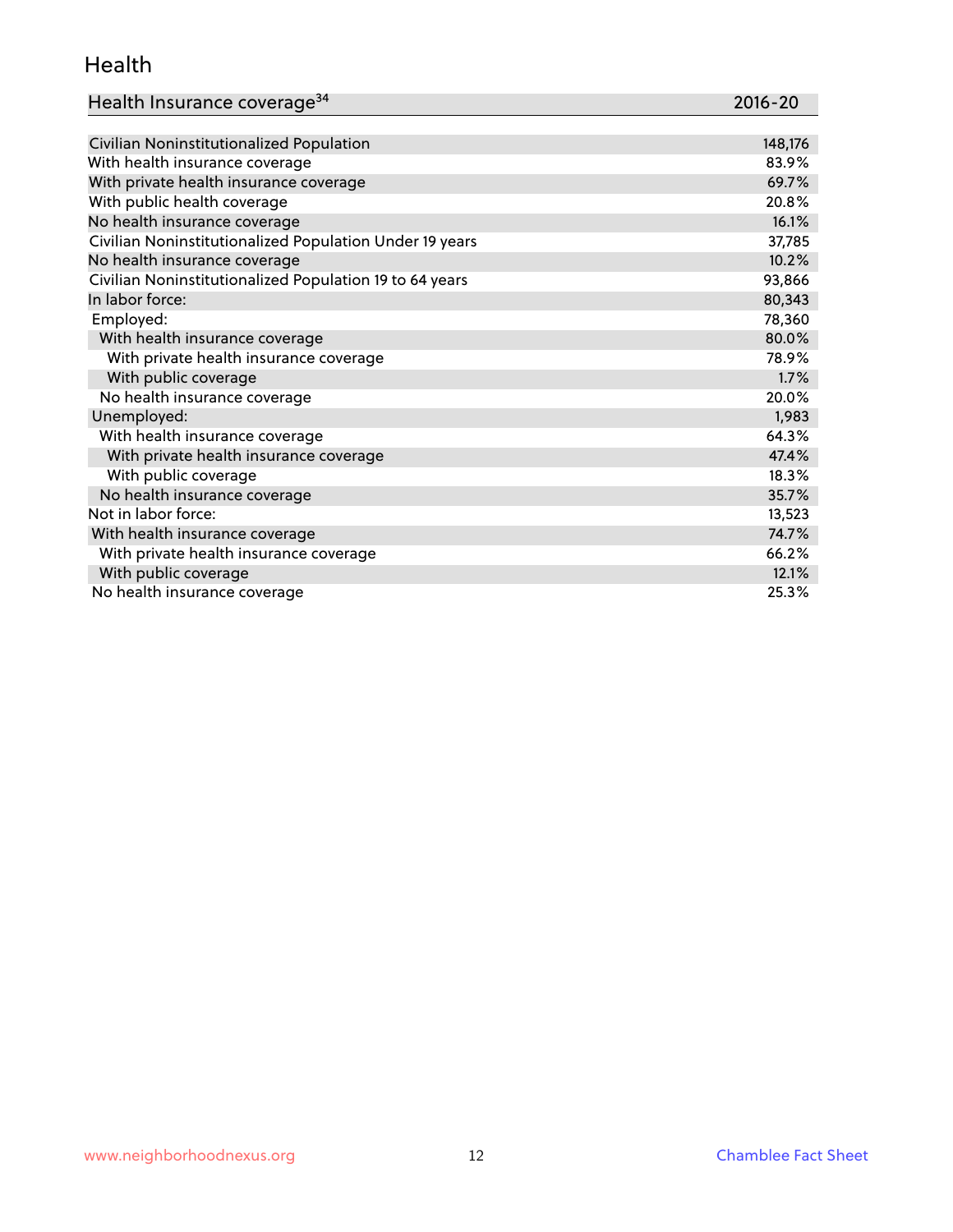## Health

| Health Insurance coverage[34] | 2016-20 |
|---|---|
| Civilian Noninstitutionalized Population | 148,176 |
| With health insurance coverage | 83.9% |
| With private health insurance coverage | 69.7% |
| With public health coverage | 20.8% |
| No health insurance coverage | 16.1% |
| Civilian Noninstitutionalized Population Under 19 years | 37,785 |
| No health insurance coverage | 10.2% |
| Civilian Noninstitutionalized Population 19 to 64 years | 93,866 |
| In labor force: | 80,343 |
| Employed: | 78,360 |
| With health insurance coverage | 80.0% |
| With private health insurance coverage | 78.9% |
| With public coverage | 1.7% |
| No health insurance coverage | 20.0% |
| Unemployed: | 1,983 |
| With health insurance coverage | 64.3% |
| With private health insurance coverage | 47.4% |
| With public coverage | 18.3% |
| No health insurance coverage | 35.7% |
| Not in labor force: | 13,523 |
| With health insurance coverage | 74.7% |
| With private health insurance coverage | 66.2% |
| With public coverage | 12.1% |
| No health insurance coverage | 25.3% |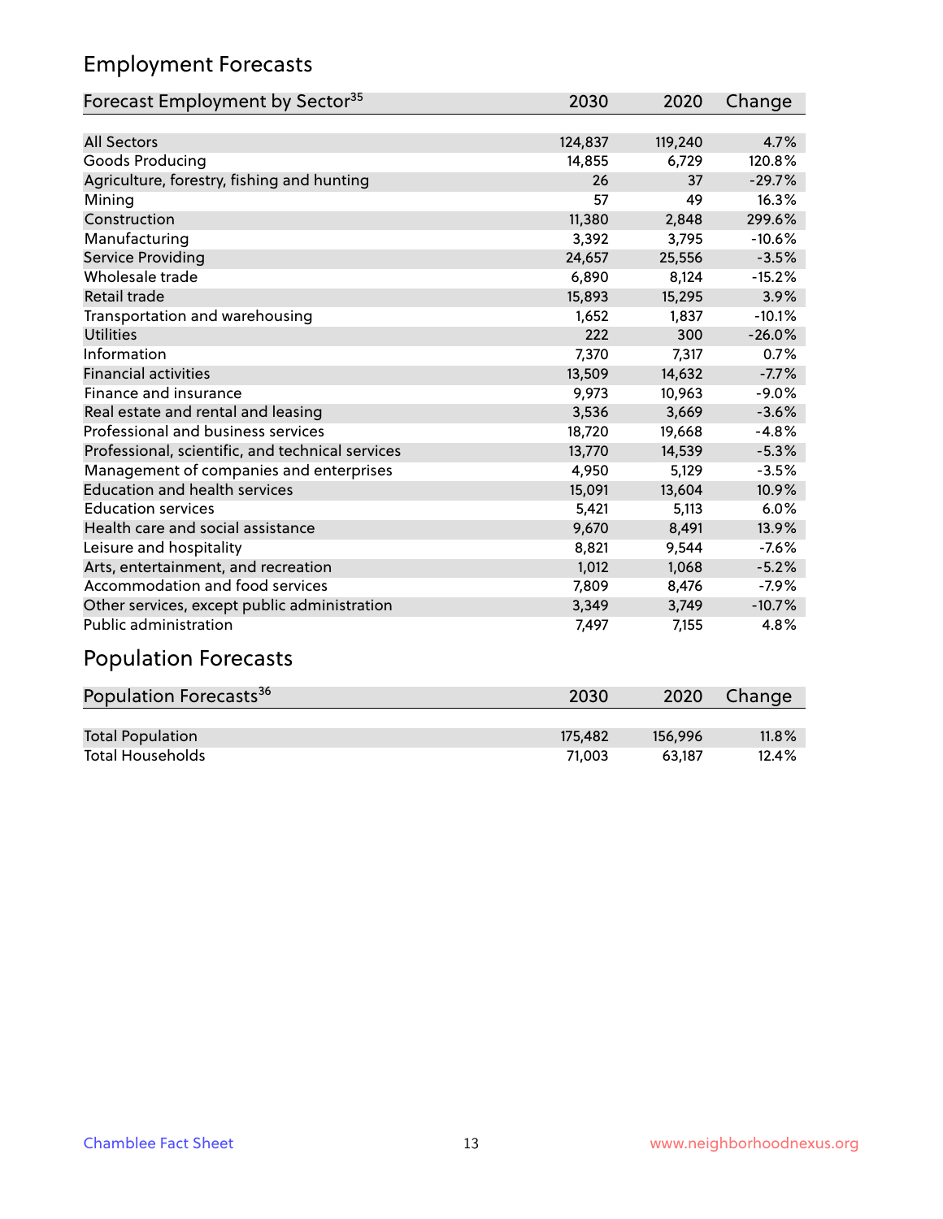## Employment Forecasts

| Forecast Employment by Sector[35] | 2030 | 2020 | Change |
|---|---|---|---|
| All Sectors | 124,837 | 119,240 | 4.7% |
| Goods Producing | 14,855 | 6,729 | 120.8% |
| Agriculture, forestry, fishing and hunting | 26 | 37 | -29.7% |
| Mining | 57 | 49 | 16.3% |
| Construction | 11,380 | 2,848 | 299.6% |
| Manufacturing | 3,392 | 3,795 | -10.6% |
| Service Providing | 24,657 | 25,556 | -3.5% |
| Wholesale trade | 6,890 | 8,124 | -15.2% |
| Retail trade | 15,893 | 15,295 | 3.9% |
| Transportation and warehousing | 1,652 | 1,837 | -10.1% |
| Utilities | 222 | 300 | -26.0% |
| Information | 7,370 | 7,317 | 0.7% |
| Financial activities | 13,509 | 14,632 | -7.7% |
| Finance and insurance | 9,973 | 10,963 | -9.0% |
| Real estate and rental and leasing | 3,536 | 3,669 | -3.6% |
| Professional and business services | 18,720 | 19,668 | -4.8% |
| Professional, scientific, and technical services | 13,770 | 14,539 | -5.3% |
| Management of companies and enterprises | 4,950 | 5,129 | -3.5% |
| Education and health services | 15,091 | 13,604 | 10.9% |
| Education services | 5,421 | 5,113 | 6.0% |
| Health care and social assistance | 9,670 | 8,491 | 13.9% |
| Leisure and hospitality | 8,821 | 9,544 | -7.6% |
| Arts, entertainment, and recreation | 1,012 | 1,068 | -5.2% |
| Accommodation and food services | 7,809 | 8,476 | -7.9% |
| Other services, except public administration | 3,349 | 3,749 | -10.7% |
| Public administration | 7,497 | 7,155 | 4.8% |

## Population Forecasts

| Population Forecasts[36] | 2030 | 2020 | Change |
|---|---|---|---|
| Total Population | 175,482 | 156,996 | 11.8% |
| Total Households | 71,003 | 63,187 | 12.4% |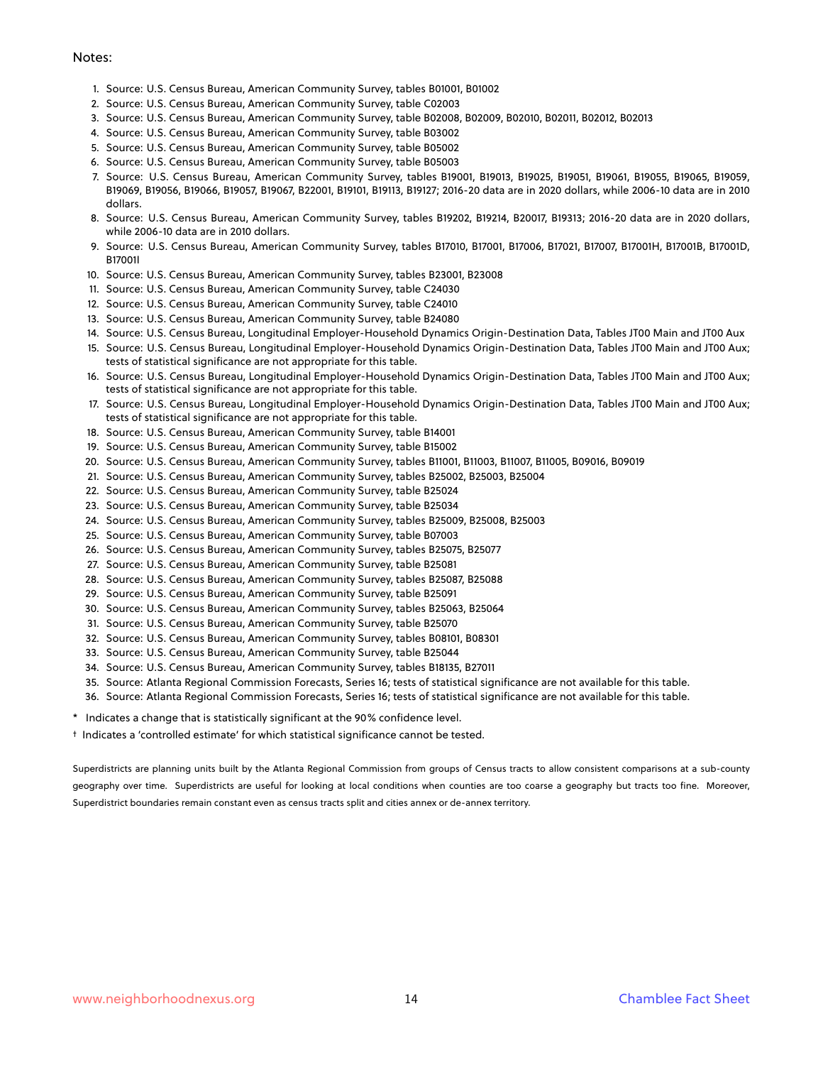Notes:

1. Source: U.S. Census Bureau, American Community Survey, tables B01001, B01002
2. Source: U.S. Census Bureau, American Community Survey, table C02003
3. Source: U.S. Census Bureau, American Community Survey, table B02008, B02009, B02010, B02011, B02012, B02013
4. Source: U.S. Census Bureau, American Community Survey, table B03002
5. Source: U.S. Census Bureau, American Community Survey, table B05002
6. Source: U.S. Census Bureau, American Community Survey, table B05003
7. Source: U.S. Census Bureau, American Community Survey, tables B19001, B19013, B19025, B19051, B19061, B19055, B19065, B19059, B19069, B19056, B19066, B19057, B19067, B22001, B19101, B19113, B19127; 2016-20 data are in 2020 dollars, while 2006-10 data are in 2010 dollars.
8. Source: U.S. Census Bureau, American Community Survey, tables B19202, B19214, B20017, B19313; 2016-20 data are in 2020 dollars, while 2006-10 data are in 2010 dollars.
9. Source: U.S. Census Bureau, American Community Survey, tables B17010, B17001, B17006, B17021, B17007, B17001H, B17001B, B17001D, B17001I
10. Source: U.S. Census Bureau, American Community Survey, tables B23001, B23008
11. Source: U.S. Census Bureau, American Community Survey, table C24030
12. Source: U.S. Census Bureau, American Community Survey, table C24010
13. Source: U.S. Census Bureau, American Community Survey, table B24080
14. Source: U.S. Census Bureau, Longitudinal Employer-Household Dynamics Origin-Destination Data, Tables JT00 Main and JT00 Aux
15. Source: U.S. Census Bureau, Longitudinal Employer-Household Dynamics Origin-Destination Data, Tables JT00 Main and JT00 Aux; tests of statistical significance are not appropriate for this table.
16. Source: U.S. Census Bureau, Longitudinal Employer-Household Dynamics Origin-Destination Data, Tables JT00 Main and JT00 Aux; tests of statistical significance are not appropriate for this table.
17. Source: U.S. Census Bureau, Longitudinal Employer-Household Dynamics Origin-Destination Data, Tables JT00 Main and JT00 Aux; tests of statistical significance are not appropriate for this table.
18. Source: U.S. Census Bureau, American Community Survey, table B14001
19. Source: U.S. Census Bureau, American Community Survey, table B15002
20. Source: U.S. Census Bureau, American Community Survey, tables B11001, B11003, B11007, B11005, B09016, B09019
21. Source: U.S. Census Bureau, American Community Survey, tables B25002, B25003, B25004
22. Source: U.S. Census Bureau, American Community Survey, table B25024
23. Source: U.S. Census Bureau, American Community Survey, table B25034
24. Source: U.S. Census Bureau, American Community Survey, tables B25009, B25008, B25003
25. Source: U.S. Census Bureau, American Community Survey, table B07003
26. Source: U.S. Census Bureau, American Community Survey, tables B25075, B25077
27. Source: U.S. Census Bureau, American Community Survey, table B25081
28. Source: U.S. Census Bureau, American Community Survey, tables B25087, B25088
29. Source: U.S. Census Bureau, American Community Survey, table B25091
30. Source: U.S. Census Bureau, American Community Survey, tables B25063, B25064
31. Source: U.S. Census Bureau, American Community Survey, table B25070
32. Source: U.S. Census Bureau, American Community Survey, tables B08101, B08301
33. Source: U.S. Census Bureau, American Community Survey, table B25044
34. Source: U.S. Census Bureau, American Community Survey, tables B18135, B27011
35. Source: Atlanta Regional Commission Forecasts, Series 16; tests of statistical significance are not available for this table.
36. Source: Atlanta Regional Commission Forecasts, Series 16; tests of statistical significance are not available for this table.

\* Indicates a change that is statistically significant at the 90% confidence level.

† Indicates a 'controlled estimate' for which statistical significance cannot be tested.

Superdistricts are planning units built by the Atlanta Regional Commission from groups of Census tracts to allow consistent comparisons at a sub-county geography over time. Superdistricts are useful for looking at local conditions when counties are too coarse a geography but tracts too fine. Moreover, Superdistrict boundaries remain constant even as census tracts split and cities annex or de-annex territory.